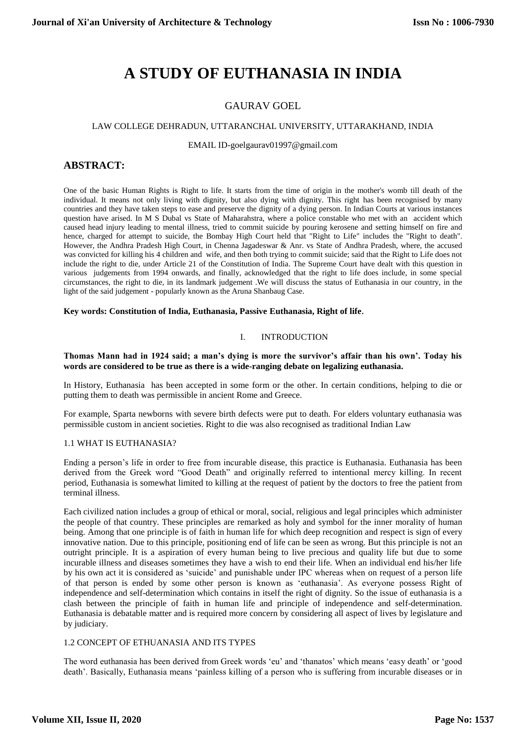# A STUDY OF EUTHANASIA IN INDIA

GAURAV GOEL

LAW COLLEGE DEHRADUN, UTTARANCHAL UNIVERSITY, UTTARAKHAND, INDIA

EMAIL ID-goelgaurav01997@gmail.com

## ABSTRACT:

One of the basic Human Rights is Right to life. It starts from the time of origin in the mother's womb till death of the individual. It means not only living with dignity, but also dying with dignity. This right has been recognised by many countries and they have taken steps to ease and preserve the dignity of a dying person. In Indian Courts at various instances question have arised. In M S Dubal vs State of Maharahstra, where a police constable who met with an accident which caused head injury leading to mental illness, tried to commit suicide by pouring kerosene and setting himself on fire and hence, charged for attempt to suicide, the Bombay High Court held that "Right to Life" includes the "Right to death". However, the Andhra Pradesh High Court, in Chenna Jagadeswar & Anr. vs State of Andhra Pradesh, where, the accused was convicted for killing his 4 children and wife, and then both trying to commit suicide; said that the Right to Life does not include the right to die, under Article 21 of the Constitution of India. The Supreme Court have dealt with this question in various judgements from 1994 onwards, and finally, acknowledged that the right to life does include, in some special circumstances, the right to die, in its landmark judgement .We will discuss the status of Euthanasia in our country, in the light of the said judgement - popularly known as the Aruna Shanbaug Case.

**Key words: Constitution of India, Euthanasia, Passive Euthanasia, Right of life.**

## I. INTRODUCTION

**Thomas Mann had in 1924 said; a man's dying is more the survivor's affair than his own'. Today his words are considered to be true as there is a wide-ranging debate on legalizing euthanasia.**

In History, Euthanasia has been accepted in some form or the other. In certain conditions, helping to die or putting them to death was permissible in ancient Rome and Greece.

For example, Sparta newborns with severe birth defects were put to death. For elders voluntary euthanasia was permissible custom in ancient societies. Right to die was also recognised as traditional Indian Law

### 1.1 WHAT IS EUTHANASIA?

Ending a person's life in order to free from incurable disease, this practice is Euthanasia. Euthanasia has been derived from the Greek word "Good Death" and originally referred to intentional mercy killing. In recent period, Euthanasia is somewhat limited to killing at the request of patient by the doctors to free the patient from terminal illness.

Each civilized nation includes a group of ethical or moral, social, religious and legal principles which administer the people of that country. These principles are remarked as holy and symbol for the inner morality of human being. Among that one principle is of faith in human life for which deep recognition and respect is sign of every innovative nation. Due to this principle, positioning end of life can be seen as wrong. But this principle is not an outright principle. It is a aspiration of every human being to live precious and quality life but due to some incurable illness and diseases sometimes they have a wish to end their life. When an individual end his/her life by his own act it is considered as 'suicide' and punishable under IPC whereas when on request of a person life of that person is ended by some other person is known as 'euthanasia'. As everyone possess Right of independence and self-determination which contains in itself the right of dignity. So the issue of euthanasia is a clash between the principle of faith in human life and principle of independence and self-determination. Euthanasia is debatable matter and is required more concern by considering all aspect of lives by legislature and by judiciary.

### 1.2 CONCEPT OF ETHUANASIA AND ITS TYPES

The word euthanasia has been derived from Greek words 'eu' and 'thanatos' which means 'easy death' or 'good death'. Basically, Euthanasia means 'painless killing of a person who is suffering from incurable diseases or in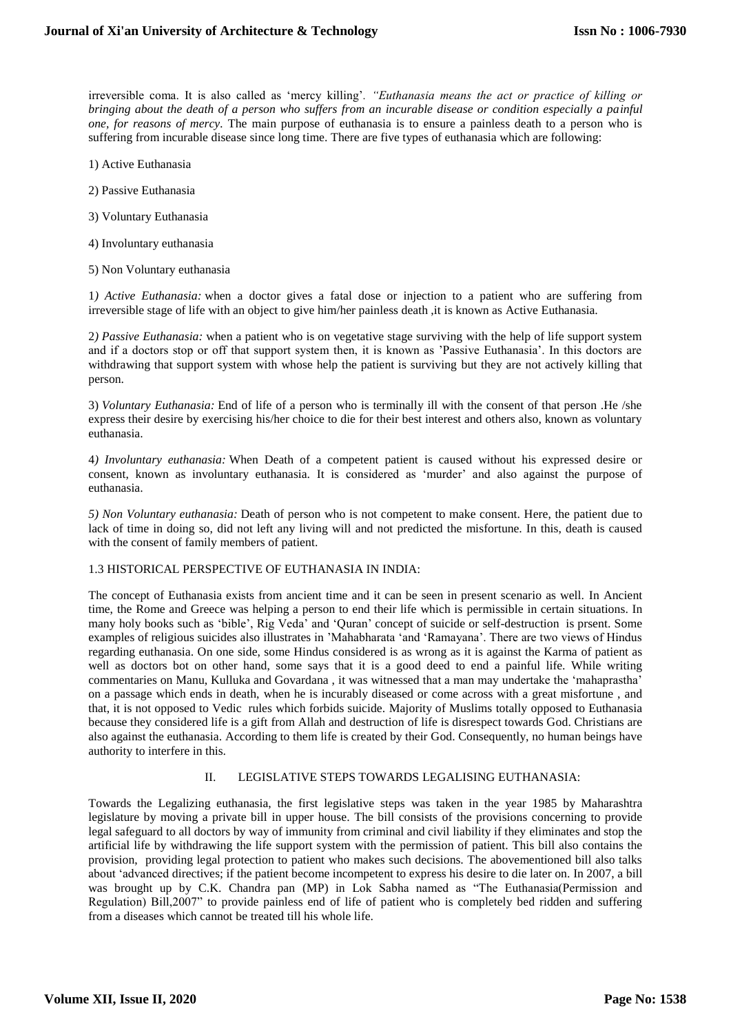irreversible coma. It is also called as 'mercy killing'. *"Euthanasia means the act or practice of killing or bringing about the death of a person who suffers from an incurable disease or condition especially a painful one, for reasons of mercy.* The main purpose of euthanasia is to ensure a painless death to a person who is suffering from incurable disease since long time. There are five types of euthanasia which are following:

1) Active Euthanasia

2) Passive Euthanasia

3) Voluntary Euthanasia

4) Involuntary euthanasia

5) Non Voluntary euthanasia

1*) Active Euthanasia:* when a doctor gives a fatal dose or injection to a patient who are suffering from irreversible stage of life with an object to give him/her painless death ,it is known as Active Euthanasia.

2*) Passive Euthanasia:* when a patient who is on vegetative stage surviving with the help of life support system and if a doctors stop or off that support system then, it is known as 'Passive Euthanasia'. In this doctors are withdrawing that support system with whose help the patient is surviving but they are not actively killing that person.

3) *Voluntary Euthanasia:* End of life of a person who is terminally ill with the consent of that person .He /she express their desire by exercising his/her choice to die for their best interest and others also, known as voluntary euthanasia.

4*) Involuntary euthanasia:* When Death of a competent patient is caused without his expressed desire or consent, known as involuntary euthanasia. It is considered as 'murder' and also against the purpose of euthanasia.

*5) Non Voluntary euthanasia:* Death of person who is not competent to make consent. Here, the patient due to lack of time in doing so, did not left any living will and not predicted the misfortune. In this, death is caused with the consent of family members of patient.

### 1.3 HISTORICAL PERSPECTIVE OF EUTHANASIA IN INDIA:

The concept of Euthanasia exists from ancient time and it can be seen in present scenario as well. In Ancient time, the Rome and Greece was helping a person to end their life which is permissible in certain situations. In many holy books such as 'bible', Rig Veda' and 'Quran' concept of suicide or self-destruction is prsent. Some examples of religious suicides also illustrates in 'Mahabharata 'and 'Ramayana'. There are two views of Hindus regarding euthanasia. On one side, some Hindus considered is as wrong as it is against the Karma of patient as well as doctors bot on other hand, some says that it is a good deed to end a painful life. While writing commentaries on Manu, Kulluka and Govardana , it was witnessed that a man may undertake the 'mahaprastha' on a passage which ends in death, when he is incurably diseased or come across with a great misfortune , and that, it is not opposed to Vedic rules which forbids suicide. Majority of Muslims totally opposed to Euthanasia because they considered life is a gift from Allah and destruction of life is disrespect towards God. Christians are also against the euthanasia. According to them life is created by their God. Consequently, no human beings have authority to interfere in this.

## II. LEGISLATIVE STEPS TOWARDS LEGALISING EUTHANASIA:

Towards the Legalizing euthanasia, the first legislative steps was taken in the year 1985 by Maharashtra legislature by moving a private bill in upper house. The bill consists of the provisions concerning to provide legal safeguard to all doctors by way of immunity from criminal and civil liability if they eliminates and stop the artificial life by withdrawing the life support system with the permission of patient. This bill also contains the provision, providing legal protection to patient who makes such decisions. The abovementioned bill also talks about 'advanced directives; if the patient become incompetent to express his desire to die later on. In 2007, a bill was brought up by C.K. Chandra pan (MP) in Lok Sabha named as "The Euthanasia(Permission and Regulation) Bill,2007" to provide painless end of life of patient who is completely bed ridden and suffering from a diseases which cannot be treated till his whole life.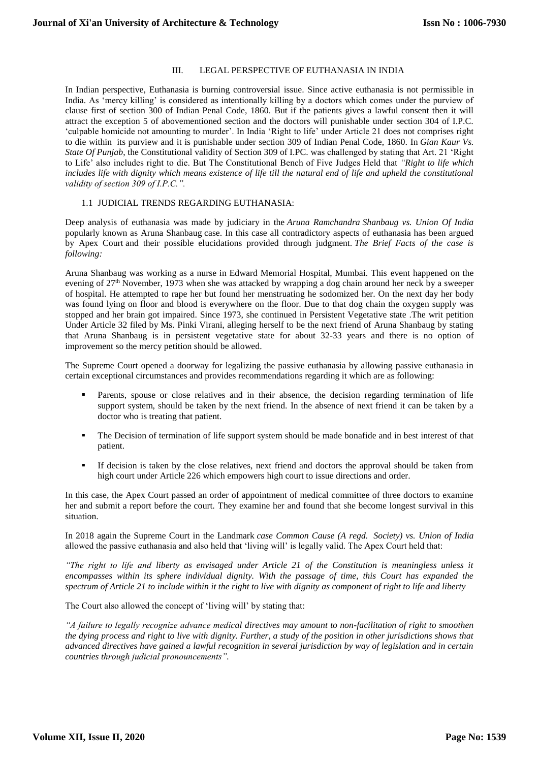## III. LEGAL PERSPECTIVE OF EUTHANASIA IN INDIA

In Indian perspective, Euthanasia is burning controversial issue. Since active euthanasia is not permissible in India. As 'mercy killing' is considered as intentionally killing by a doctors which comes under the purview of clause first of section 300 of Indian Penal Code, 1860. But if the patients gives a lawful consent then it will attract the exception 5 of abovementioned section and the doctors will punishable under section 304 of I.P.C. 'culpable homicide not amounting to murder'. In India 'Right to life' under Article 21 does not comprises right to die within its purview and it is punishable under section 309 of Indian Penal Code, 1860. In *Gian Kaur Vs. State Of Punjab*, the Constitutional validity of Section 309 of I.PC. was challenged by stating that Art. 21 'Right to Life' also includes right to die. But The Constitutional Bench of Five Judges Held that *"Right to life which includes life with dignity which means existence of life till the natural end of life and upheld the constitutional validity of section 309 of I.P.C.".*

### 1.1 JUDICIAL TRENDS REGARDING EUTHANASIA:

Deep analysis of euthanasia was made by judiciary in the *Aruna Ramchandra Shanbaug vs. Union Of India* popularly known as Aruna Shanbaug case. In this case all contradictory aspects of euthanasia has been argued by Apex Court and their possible elucidations provided through judgment. *The Brief Facts of the case is following:*

Aruna Shanbaug was working as a nurse in Edward Memorial Hospital, Mumbai. This event happened on the evening of 27th November, 1973 when she was attacked by wrapping a dog chain around her neck by a sweeper of hospital. He attempted to rape her but found her menstruating he sodomized her. On the next day her body was found lying on floor and blood is everywhere on the floor. Due to that dog chain the oxygen supply was stopped and her brain got impaired. Since 1973, she continued in Persistent Vegetative state .The writ petition Under Article 32 filed by Ms. Pinki Virani, alleging herself to be the next friend of Aruna Shanbaug by stating that Aruna Shanbaug is in persistent vegetative state for about 32-33 years and there is no option of improvement so the mercy petition should be allowed.

The Supreme Court opened a doorway for legalizing the passive euthanasia by allowing passive euthanasia in certain exceptional circumstances and provides recommendations regarding it which are as following:

- Parents, spouse or close relatives and in their absence, the decision regarding termination of life support system, should be taken by the next friend. In the absence of next friend it can be taken by a doctor who is treating that patient.
- The Decision of termination of life support system should be made bonafide and in best interest of that patient.
- If decision is taken by the close relatives, next friend and doctors the approval should be taken from high court under Article 226 which empowers high court to issue directions and order.

In this case, the Apex Court passed an order of appointment of medical committee of three doctors to examine her and submit a report before the court. They examine her and found that she become longest survival in this situation.

In 2018 again the Supreme Court in the Landmark *case Common Cause (A regd. Society) vs. Union of India* allowed the passive euthanasia and also held that 'living will' is legally valid. The Apex Court held that:

*"The right to life and liberty as envisaged under Article 21 of the Constitution is meaningless unless it encompasses within its sphere individual dignity. With the passage of time, this Court has expanded the spectrum of Article 21 to include within it the right to live with dignity as component of right to life and liberty*

The Court also allowed the concept of 'living will' by stating that:

*"A failure to legally recognize advance medical directives may amount to non-facilitation of right to smoothen the dying process and right to live with dignity. Further, a study of the position in other jurisdictions shows that advanced directives have gained a lawful recognition in several jurisdiction by way of legislation and in certain countries through judicial pronouncements".*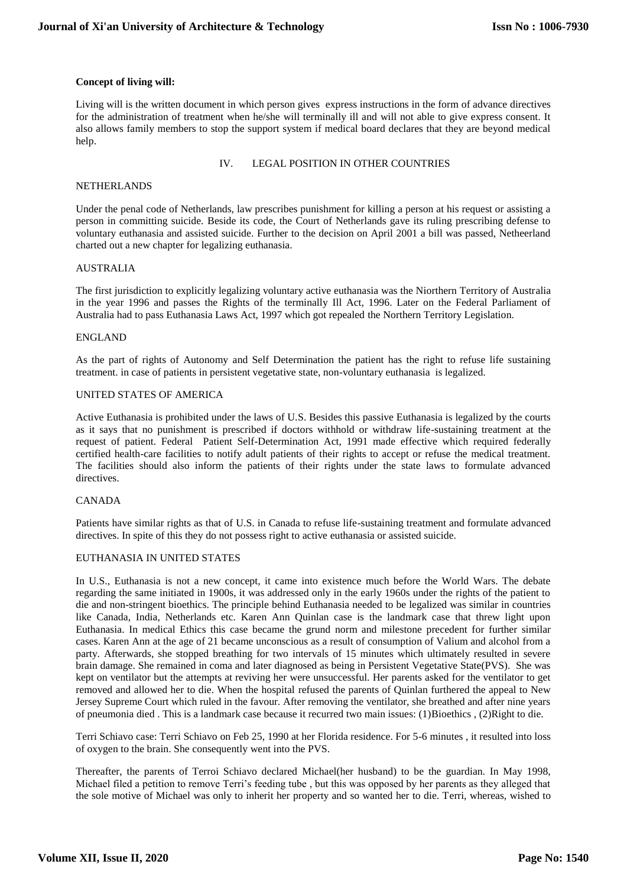**Concept of living will:**

Living will is the written document in which person gives express instructions in the form of advance directives for the administration of treatment when he/she will terminally ill and will not able to give express consent. It also allows family members to stop the support system if medical board declares that they are beyond medical help.

## IV. LEGAL POSITION IN OTHER COUNTRIES

### NETHERLANDS

Under the penal code of Netherlands, law prescribes punishment for killing a person at his request or assisting a person in committing suicide. Beside its code, the Court of Netherlands gave its ruling prescribing defense to voluntary euthanasia and assisted suicide. Further to the decision on April 2001 a bill was passed, Netheerland charted out a new chapter for legalizing euthanasia.

### AUSTRALIA

The first jurisdiction to explicitly legalizing voluntary active euthanasia was the Niorthern Territory of Australia in the year 1996 and passes the Rights of the terminally Ill Act, 1996. Later on the Federal Parliament of Australia had to pass Euthanasia Laws Act, 1997 which got repealed the Northern Territory Legislation.

### ENGLAND

As the part of rights of Autonomy and Self Determination the patient has the right to refuse life sustaining treatment. in case of patients in persistent vegetative state, non-voluntary euthanasia is legalized.

### UNITED STATES OF AMERICA

Active Euthanasia is prohibited under the laws of U.S. Besides this passive Euthanasia is legalized by the courts as it says that no punishment is prescribed if doctors withhold or withdraw life-sustaining treatment at the request of patient. Federal Patient Self-Determination Act, 1991 made effective which required federally certified health-care facilities to notify adult patients of their rights to accept or refuse the medical treatment. The facilities should also inform the patients of their rights under the state laws to formulate advanced directives.

### CANADA

Patients have similar rights as that of U.S. in Canada to refuse life-sustaining treatment and formulate advanced directives. In spite of this they do not possess right to active euthanasia or assisted suicide.

### EUTHANASIA IN UNITED STATES

In U.S., Euthanasia is not a new concept, it came into existence much before the World Wars. The debate regarding the same initiated in 1900s, it was addressed only in the early 1960s under the rights of the patient to die and non-stringent bioethics. The principle behind Euthanasia needed to be legalized was similar in countries like Canada, India, Netherlands etc. Karen Ann Quinlan case is the landmark case that threw light upon Euthanasia. In medical Ethics this case became the grund norm and milestone precedent for further similar cases. Karen Ann at the age of 21 became unconscious as a result of consumption of Valium and alcohol from a party. Afterwards, she stopped breathing for two intervals of 15 minutes which ultimately resulted in severe brain damage. She remained in coma and later diagnosed as being in Persistent Vegetative State(PVS). She was kept on ventilator but the attempts at reviving her were unsuccessful. Her parents asked for the ventilator to get removed and allowed her to die. When the hospital refused the parents of Quinlan furthered the appeal to New Jersey Supreme Court which ruled in the favour. After removing the ventilator, she breathed and after nine years of pneumonia died . This is a landmark case because it recurred two main issues: (1)Bioethics , (2)Right to die.

Terri Schiavo case: Terri Schiavo on Feb 25, 1990 at her Florida residence. For 5-6 minutes , it resulted into loss of oxygen to the brain. She consequently went into the PVS.

Thereafter, the parents of Terroi Schiavo declared Michael(her husband) to be the guardian. In May 1998, Michael filed a petition to remove Terri's feeding tube , but this was opposed by her parents as they alleged that the sole motive of Michael was only to inherit her property and so wanted her to die. Terri, whereas, wished to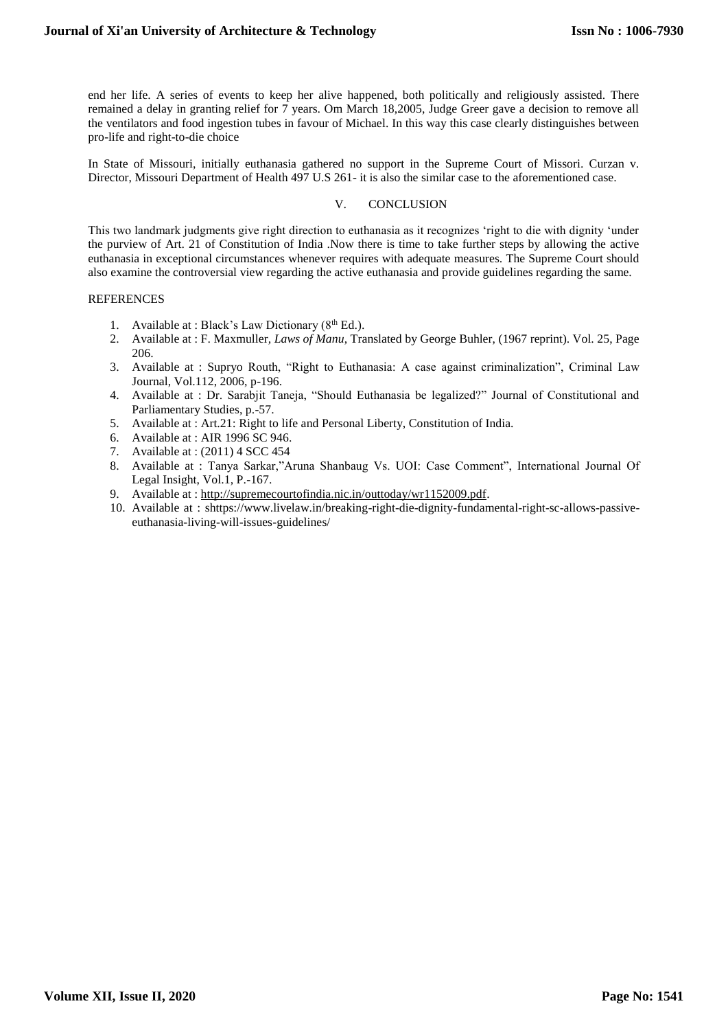end her life. A series of events to keep her alive happened, both politically and religiously assisted. There remained a delay in granting relief for 7 years. Om March 18,2005, Judge Greer gave a decision to remove all the ventilators and food ingestion tubes in favour of Michael. In this way this case clearly distinguishes between pro-life and right-to-die choice

In State of Missouri, initially euthanasia gathered no support in the Supreme Court of Missori. Curzan v. Director, Missouri Department of Health 497 U.S 261- it is also the similar case to the aforementioned case.

## V. CONCLUSION

This two landmark judgments give right direction to euthanasia as it recognizes 'right to die with dignity 'under the purview of Art. 21 of Constitution of India .Now there is time to take further steps by allowing the active euthanasia in exceptional circumstances whenever requires with adequate measures. The Supreme Court should also examine the controversial view regarding the active euthanasia and provide guidelines regarding the same.

## REFERENCES

1. Available at : Black's Law Dictionary (8th Ed.).
2. Available at : F. Maxmuller, *Laws of Manu*, Translated by George Buhler, (1967 reprint). Vol. 25, Page 206.
3. Available at : Supryo Routh, "Right to Euthanasia: A case against criminalization", Criminal Law Journal, Vol.112, 2006, p-196.
4. Available at : Dr. Sarabjit Taneja, "Should Euthanasia be legalized?" Journal of Constitutional and Parliamentary Studies, p.-57.
5. Available at : Art.21: Right to life and Personal Liberty, Constitution of India.
6. Available at : AIR 1996 SC 946.
7. Available at : (2011) 4 SCC 454
8. Available at : Tanya Sarkar,"Aruna Shanbaug Vs. UOI: Case Comment", International Journal Of Legal Insight, Vol.1, P.-167.
9. Available at : http://supremecourtofindia.nic.in/outtoday/wr1152009.pdf.
10. Available at : shttps://www.livelaw.in/breaking-right-die-dignity-fundamental-right-sc-allows-passive-euthanasia-living-will-issues-guidelines/